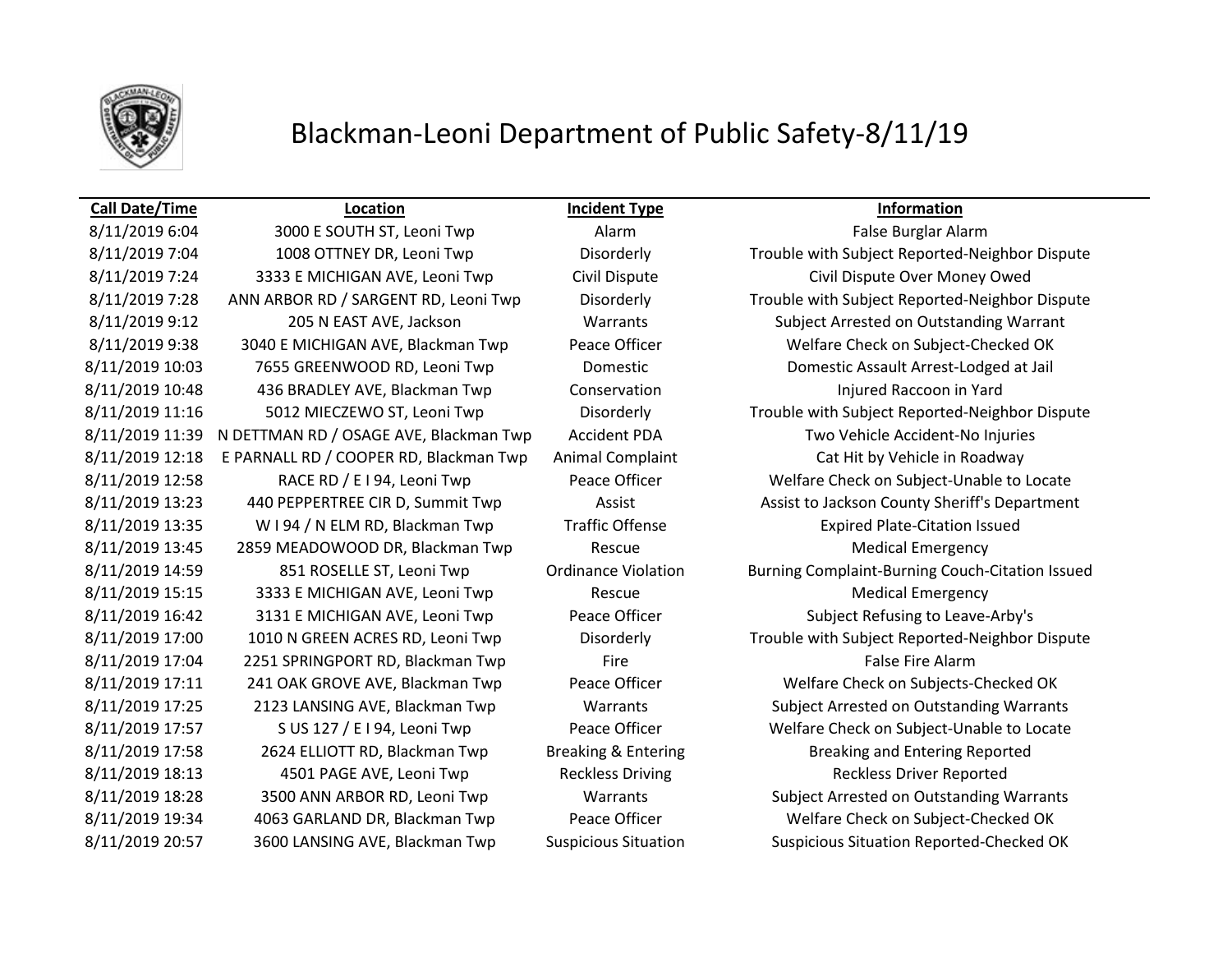# Blackman-Leoni Department of Public Safety-8/11/19

| Call Date/Time | Location | Incident Type | Information |
|---|---|---|---|
| 8/11/2019 6:04 | 3000 E SOUTH ST, Leoni Twp | Alarm | False Burglar Alarm |
| 8/11/2019 7:04 | 1008 OTTNEY DR, Leoni Twp | Disorderly | Trouble with Subject Reported-Neighbor Dispute |
| 8/11/2019 7:24 | 3333 E MICHIGAN AVE, Leoni Twp | Civil Dispute | Civil Dispute Over Money Owed |
| 8/11/2019 7:28 | ANN ARBOR RD / SARGENT RD, Leoni Twp | Disorderly | Trouble with Subject Reported-Neighbor Dispute |
| 8/11/2019 9:12 | 205 N EAST AVE, Jackson | Warrants | Subject Arrested on Outstanding Warrant |
| 8/11/2019 9:38 | 3040 E MICHIGAN AVE, Blackman Twp | Peace Officer | Welfare Check on Subject-Checked OK |
| 8/11/2019 10:03 | 7655 GREENWOOD RD, Leoni Twp | Domestic | Domestic Assault Arrest-Lodged at Jail |
| 8/11/2019 10:48 | 436 BRADLEY AVE, Blackman Twp | Conservation | Injured Raccoon in Yard |
| 8/11/2019 11:16 | 5012 MIECZEWO ST, Leoni Twp | Disorderly | Trouble with Subject Reported-Neighbor Dispute |
| 8/11/2019 11:39 | N DETTMAN RD / OSAGE AVE, Blackman Twp | Accident PDA | Two Vehicle Accident-No Injuries |
| 8/11/2019 12:18 | E PARNALL RD / COOPER RD, Blackman Twp | Animal Complaint | Cat Hit by Vehicle in Roadway |
| 8/11/2019 12:58 | RACE RD / E I 94, Leoni Twp | Peace Officer | Welfare Check on Subject-Unable to Locate |
| 8/11/2019 13:23 | 440 PEPPERTREE CIR D, Summit Twp | Assist | Assist to Jackson County Sheriff's Department |
| 8/11/2019 13:35 | W I 94 / N ELM RD, Blackman Twp | Traffic Offense | Expired Plate-Citation Issued |
| 8/11/2019 13:45 | 2859 MEADOWOOD DR, Blackman Twp | Rescue | Medical Emergency |
| 8/11/2019 14:59 | 851 ROSELLE ST, Leoni Twp | Ordinance Violation | Burning Complaint-Burning Couch-Citation Issued |
| 8/11/2019 15:15 | 3333 E MICHIGAN AVE, Leoni Twp | Rescue | Medical Emergency |
| 8/11/2019 16:42 | 3131 E MICHIGAN AVE, Leoni Twp | Peace Officer | Subject Refusing to Leave-Arby's |
| 8/11/2019 17:00 | 1010 N GREEN ACRES RD, Leoni Twp | Disorderly | Trouble with Subject Reported-Neighbor Dispute |
| 8/11/2019 17:04 | 2251 SPRINGPORT RD, Blackman Twp | Fire | False Fire Alarm |
| 8/11/2019 17:11 | 241 OAK GROVE AVE, Blackman Twp | Peace Officer | Welfare Check on Subjects-Checked OK |
| 8/11/2019 17:25 | 2123 LANSING AVE, Blackman Twp | Warrants | Subject Arrested on Outstanding Warrants |
| 8/11/2019 17:57 | S US 127 / E I 94, Leoni Twp | Peace Officer | Welfare Check on Subject-Unable to Locate |
| 8/11/2019 17:58 | 2624 ELLIOTT RD, Blackman Twp | Breaking & Entering | Breaking and Entering Reported |
| 8/11/2019 18:13 | 4501 PAGE AVE, Leoni Twp | Reckless Driving | Reckless Driver Reported |
| 8/11/2019 18:28 | 3500 ANN ARBOR RD, Leoni Twp | Warrants | Subject Arrested on Outstanding Warrants |
| 8/11/2019 19:34 | 4063 GARLAND DR, Blackman Twp | Peace Officer | Welfare Check on Subject-Checked OK |
| 8/11/2019 20:57 | 3600 LANSING AVE, Blackman Twp | Suspicious Situation | Suspicious Situation Reported-Checked OK |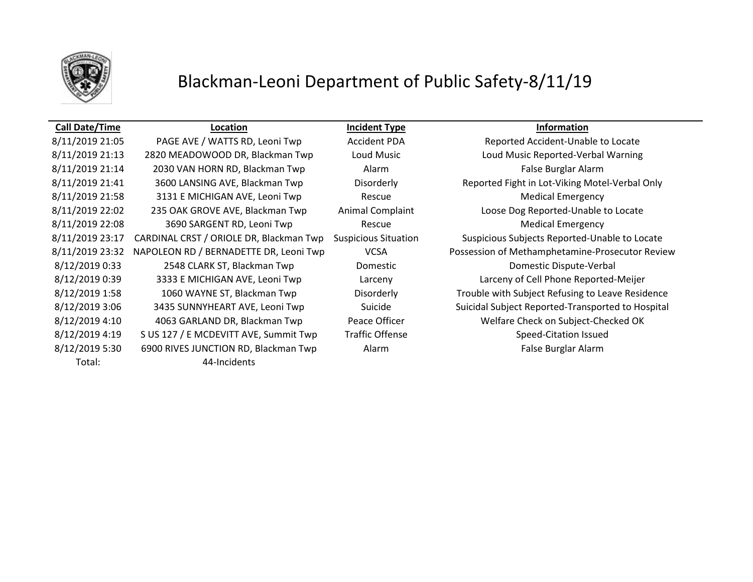# Blackman-Leoni Department of Public Safety-8/11/19

| Call Date/Time | Location | Incident Type | Information |
|---|---|---|---|
| 8/11/2019 21:05 | PAGE AVE / WATTS RD, Leoni Twp | Accident PDA | Reported Accident-Unable to Locate |
| 8/11/2019 21:13 | 2820 MEADOWOOD DR, Blackman Twp | Loud Music | Loud Music Reported-Verbal Warning |
| 8/11/2019 21:14 | 2030 VAN HORN RD, Blackman Twp | Alarm | False Burglar Alarm |
| 8/11/2019 21:41 | 3600 LANSING AVE, Blackman Twp | Disorderly | Reported Fight in Lot-Viking Motel-Verbal Only |
| 8/11/2019 21:58 | 3131 E MICHIGAN AVE, Leoni Twp | Rescue | Medical Emergency |
| 8/11/2019 22:02 | 235 OAK GROVE AVE, Blackman Twp | Animal Complaint | Loose Dog Reported-Unable to Locate |
| 8/11/2019 22:08 | 3690 SARGENT RD, Leoni Twp | Rescue | Medical Emergency |
| 8/11/2019 23:17 | CARDINAL CRST / ORIOLE DR, Blackman Twp | Suspicious Situation | Suspicious Subjects Reported-Unable to Locate |
| 8/11/2019 23:32 | NAPOLEON RD / BERNADETTE DR, Leoni Twp | VCSA | Possession of Methamphetamine-Prosecutor Review |
| 8/12/2019 0:33 | 2548 CLARK ST, Blackman Twp | Domestic | Domestic Dispute-Verbal |
| 8/12/2019 0:39 | 3333 E MICHIGAN AVE, Leoni Twp | Larceny | Larceny of Cell Phone Reported-Meijer |
| 8/12/2019 1:58 | 1060 WAYNE ST, Blackman Twp | Disorderly | Trouble with Subject Refusing to Leave Residence |
| 8/12/2019 3:06 | 3435 SUNNYHEART AVE, Leoni Twp | Suicide | Suicidal Subject Reported-Transported to Hospital |
| 8/12/2019 4:10 | 4063 GARLAND DR, Blackman Twp | Peace Officer | Welfare Check on Subject-Checked OK |
| 8/12/2019 4:19 | S US 127 / E MCDEVITT AVE, Summit Twp | Traffic Offense | Speed-Citation Issued |
| 8/12/2019 5:30 | 6900 RIVES JUNCTION RD, Blackman Twp | Alarm | False Burglar Alarm |
| Total: | 44-Incidents | | |